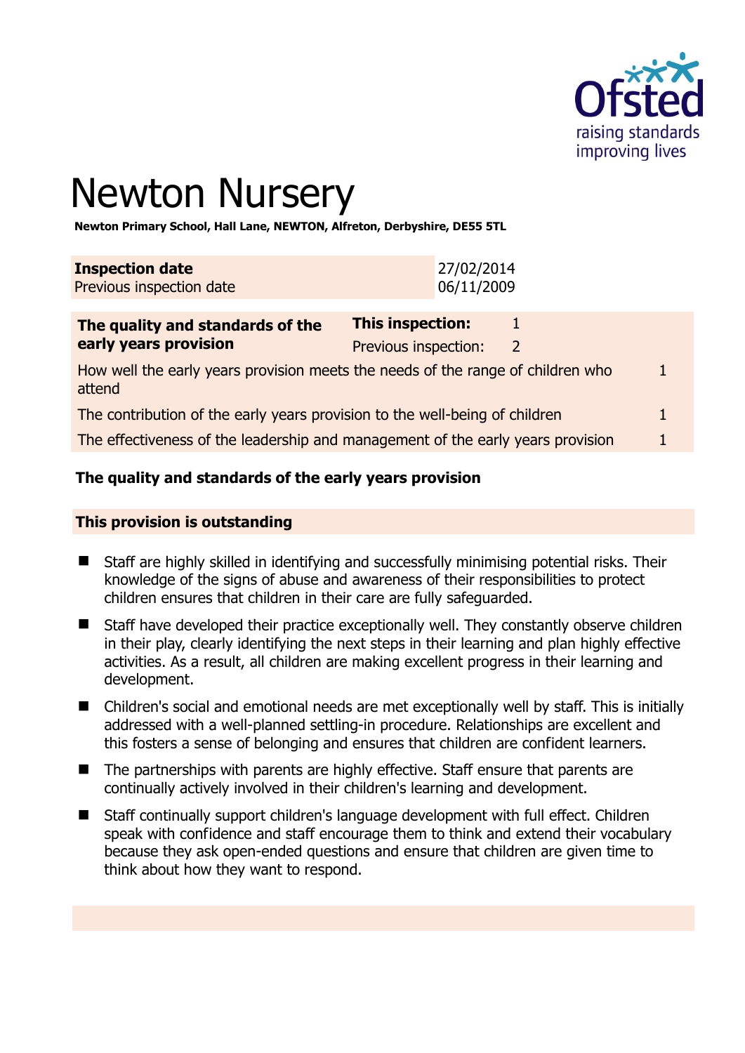# Newton Nursery

**Newton Primary School, Hall Lane, NEWTON, Alfreton, Derbyshire, DE55 5TL**

| | |
|---|---|
| **Inspection date** | 27/02/2014 |
| Previous inspection date | 06/11/2009 |

| | | | |
|---|---|---|---|
| **The quality and standards of the early years provision** | **This inspection:** | 1 | |
| | Previous inspection: | 2 | |
| How well the early years provision meets the needs of the range of children who attend | | | 1 |
| The contribution of the early years provision to the well-being of children | | | 1 |
| The effectiveness of the leadership and management of the early years provision | | | 1 |

## The quality and standards of the early years provision

### This provision is outstanding

- Staff are highly skilled in identifying and successfully minimising potential risks. Their knowledge of the signs of abuse and awareness of their responsibilities to protect children ensures that children in their care are fully safeguarded.
- Staff have developed their practice exceptionally well. They constantly observe children in their play, clearly identifying the next steps in their learning and plan highly effective activities. As a result, all children are making excellent progress in their learning and development.
- Children's social and emotional needs are met exceptionally well by staff. This is initially addressed with a well-planned settling-in procedure. Relationships are excellent and this fosters a sense of belonging and ensures that children are confident learners.
- The partnerships with parents are highly effective. Staff ensure that parents are continually actively involved in their children's learning and development.
- Staff continually support children's language development with full effect. Children speak with confidence and staff encourage them to think and extend their vocabulary because they ask open-ended questions and ensure that children are given time to think about how they want to respond.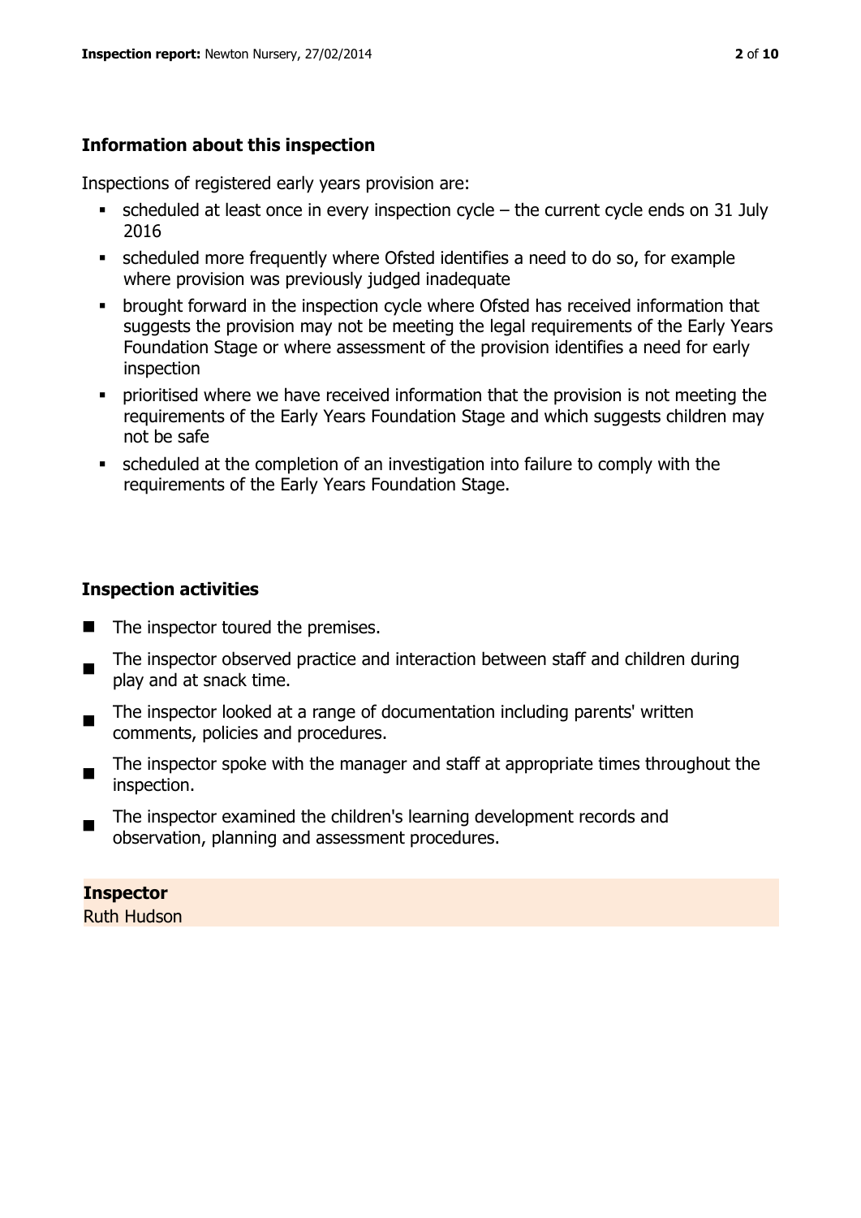## Information about this inspection

Inspections of registered early years provision are:

- scheduled at least once in every inspection cycle – the current cycle ends on 31 July 2016
- scheduled more frequently where Ofsted identifies a need to do so, for example where provision was previously judged inadequate
- brought forward in the inspection cycle where Ofsted has received information that suggests the provision may not be meeting the legal requirements of the Early Years Foundation Stage or where assessment of the provision identifies a need for early inspection
- prioritised where we have received information that the provision is not meeting the requirements of the Early Years Foundation Stage and which suggests children may not be safe
- scheduled at the completion of an investigation into failure to comply with the requirements of the Early Years Foundation Stage.

## Inspection activities

- The inspector toured the premises.
- The inspector observed practice and interaction between staff and children during play and at snack time.
- The inspector looked at a range of documentation including parents' written comments, policies and procedures.
- The inspector spoke with the manager and staff at appropriate times throughout the inspection.
- The inspector examined the children's learning development records and observation, planning and assessment procedures.

**Inspector**
Ruth Hudson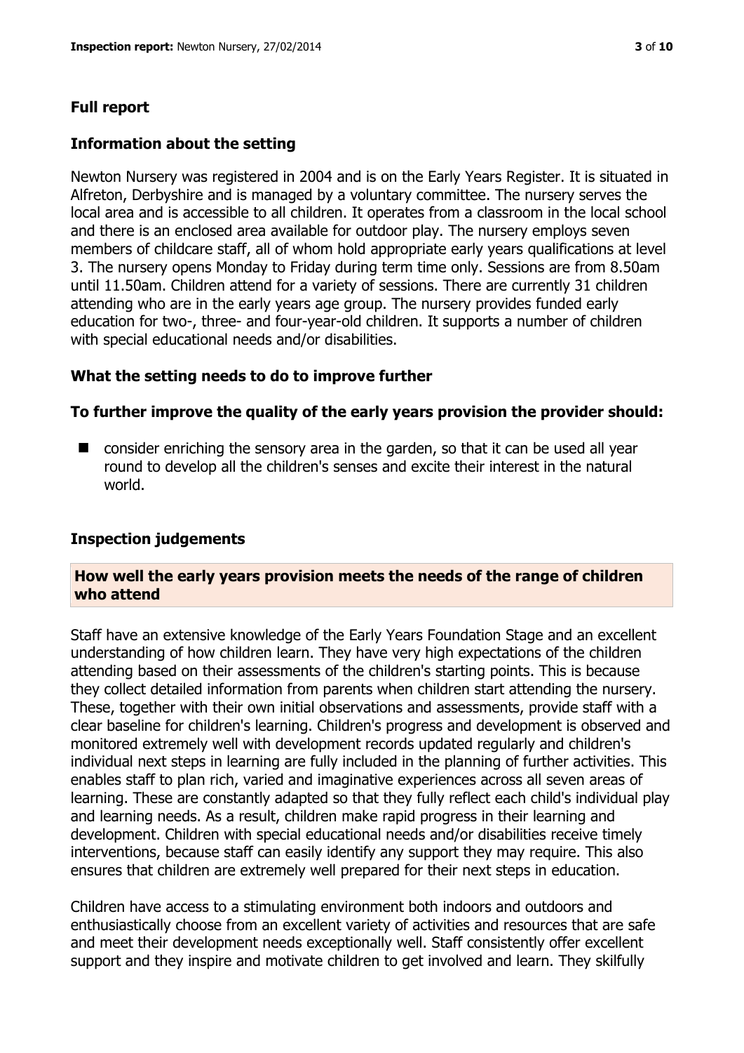## Full report

### Information about the setting

Newton Nursery was registered in 2004 and is on the Early Years Register. It is situated in Alfreton, Derbyshire and is managed by a voluntary committee. The nursery serves the local area and is accessible to all children. It operates from a classroom in the local school and there is an enclosed area available for outdoor play. The nursery employs seven members of childcare staff, all of whom hold appropriate early years qualifications at level 3. The nursery opens Monday to Friday during term time only. Sessions are from 8.50am until 11.50am. Children attend for a variety of sessions. There are currently 31 children attending who are in the early years age group. The nursery provides funded early education for two-, three- and four-year-old children. It supports a number of children with special educational needs and/or disabilities.

### What the setting needs to do to improve further

#### To further improve the quality of the early years provision the provider should:

- consider enriching the sensory area in the garden, so that it can be used all year round to develop all the children's senses and excite their interest in the natural world.

### Inspection judgements

#### How well the early years provision meets the needs of the range of children who attend

Staff have an extensive knowledge of the Early Years Foundation Stage and an excellent understanding of how children learn. They have very high expectations of the children attending based on their assessments of the children's starting points. This is because they collect detailed information from parents when children start attending the nursery. These, together with their own initial observations and assessments, provide staff with a clear baseline for children's learning. Children's progress and development is observed and monitored extremely well with development records updated regularly and children's individual next steps in learning are fully included in the planning of further activities. This enables staff to plan rich, varied and imaginative experiences across all seven areas of learning. These are constantly adapted so that they fully reflect each child's individual play and learning needs. As a result, children make rapid progress in their learning and development. Children with special educational needs and/or disabilities receive timely interventions, because staff can easily identify any support they may require. This also ensures that children are extremely well prepared for their next steps in education.

Children have access to a stimulating environment both indoors and outdoors and enthusiastically choose from an excellent variety of activities and resources that are safe and meet their development needs exceptionally well. Staff consistently offer excellent support and they inspire and motivate children to get involved and learn. They skilfully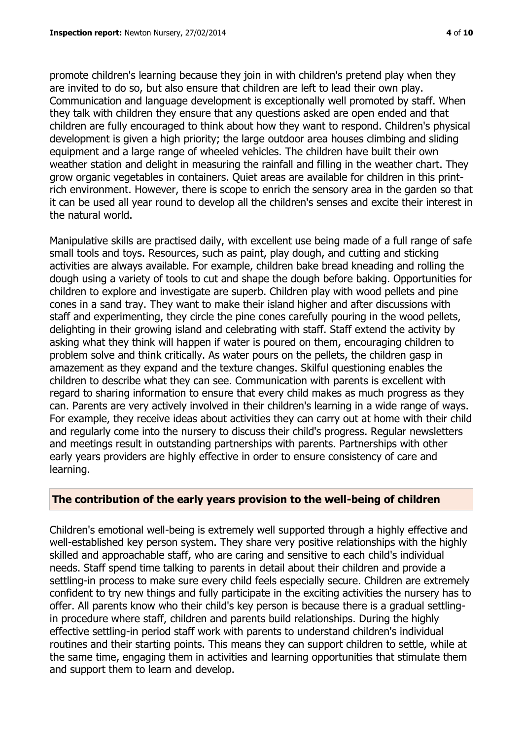promote children's learning because they join in with children's pretend play when they are invited to do so, but also ensure that children are left to lead their own play. Communication and language development is exceptionally well promoted by staff. When they talk with children they ensure that any questions asked are open ended and that children are fully encouraged to think about how they want to respond. Children's physical development is given a high priority; the large outdoor area houses climbing and sliding equipment and a large range of wheeled vehicles. The children have built their own weather station and delight in measuring the rainfall and filling in the weather chart. They grow organic vegetables in containers. Quiet areas are available for children in this print-rich environment. However, there is scope to enrich the sensory area in the garden so that it can be used all year round to develop all the children's senses and excite their interest in the natural world.

Manipulative skills are practised daily, with excellent use being made of a full range of safe small tools and toys. Resources, such as paint, play dough, and cutting and sticking activities are always available. For example, children bake bread kneading and rolling the dough using a variety of tools to cut and shape the dough before baking. Opportunities for children to explore and investigate are superb. Children play with wood pellets and pine cones in a sand tray. They want to make their island higher and after discussions with staff and experimenting, they circle the pine cones carefully pouring in the wood pellets, delighting in their growing island and celebrating with staff. Staff extend the activity by asking what they think will happen if water is poured on them, encouraging children to problem solve and think critically. As water pours on the pellets, the children gasp in amazement as they expand and the texture changes. Skilful questioning enables the children to describe what they can see. Communication with parents is excellent with regard to sharing information to ensure that every child makes as much progress as they can. Parents are very actively involved in their children's learning in a wide range of ways. For example, they receive ideas about activities they can carry out at home with their child and regularly come into the nursery to discuss their child's progress. Regular newsletters and meetings result in outstanding partnerships with parents. Partnerships with other early years providers are highly effective in order to ensure consistency of care and learning.

## The contribution of the early years provision to the well-being of children

Children's emotional well-being is extremely well supported through a highly effective and well-established key person system. They share very positive relationships with the highly skilled and approachable staff, who are caring and sensitive to each child's individual needs. Staff spend time talking to parents in detail about their children and provide a settling-in process to make sure every child feels especially secure. Children are extremely confident to try new things and fully participate in the exciting activities the nursery has to offer. All parents know who their child's key person is because there is a gradual settling-in procedure where staff, children and parents build relationships. During the highly effective settling-in period staff work with parents to understand children's individual routines and their starting points. This means they can support children to settle, while at the same time, engaging them in activities and learning opportunities that stimulate them and support them to learn and develop.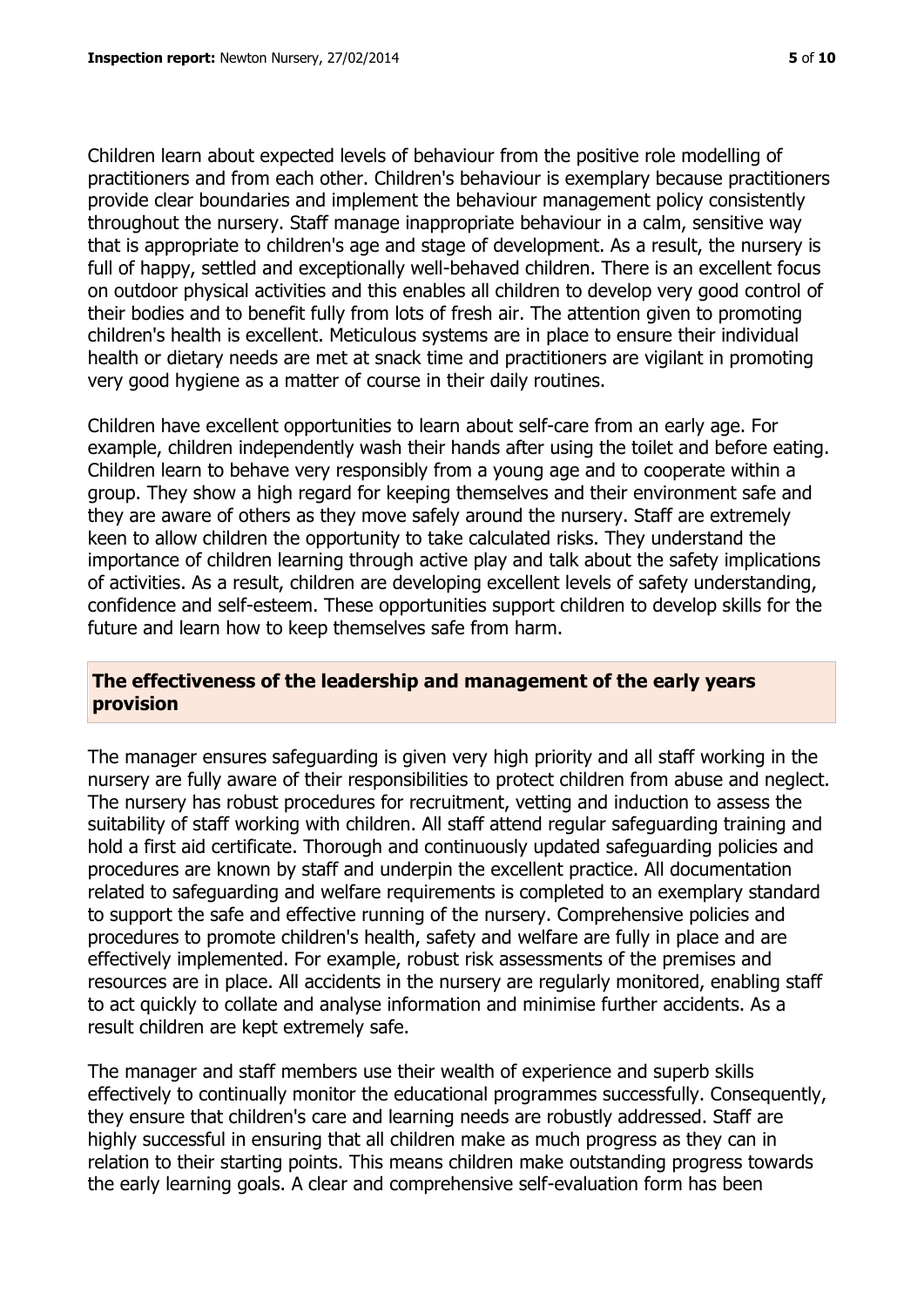Children learn about expected levels of behaviour from the positive role modelling of practitioners and from each other. Children's behaviour is exemplary because practitioners provide clear boundaries and implement the behaviour management policy consistently throughout the nursery. Staff manage inappropriate behaviour in a calm, sensitive way that is appropriate to children's age and stage of development. As a result, the nursery is full of happy, settled and exceptionally well-behaved children. There is an excellent focus on outdoor physical activities and this enables all children to develop very good control of their bodies and to benefit fully from lots of fresh air. The attention given to promoting children's health is excellent. Meticulous systems are in place to ensure their individual health or dietary needs are met at snack time and practitioners are vigilant in promoting very good hygiene as a matter of course in their daily routines.

Children have excellent opportunities to learn about self-care from an early age. For example, children independently wash their hands after using the toilet and before eating. Children learn to behave very responsibly from a young age and to cooperate within a group. They show a high regard for keeping themselves and their environment safe and they are aware of others as they move safely around the nursery. Staff are extremely keen to allow children the opportunity to take calculated risks. They understand the importance of children learning through active play and talk about the safety implications of activities. As a result, children are developing excellent levels of safety understanding, confidence and self-esteem. These opportunities support children to develop skills for the future and learn how to keep themselves safe from harm.

## The effectiveness of the leadership and management of the early years provision

The manager ensures safeguarding is given very high priority and all staff working in the nursery are fully aware of their responsibilities to protect children from abuse and neglect. The nursery has robust procedures for recruitment, vetting and induction to assess the suitability of staff working with children. All staff attend regular safeguarding training and hold a first aid certificate. Thorough and continuously updated safeguarding policies and procedures are known by staff and underpin the excellent practice. All documentation related to safeguarding and welfare requirements is completed to an exemplary standard to support the safe and effective running of the nursery. Comprehensive policies and procedures to promote children's health, safety and welfare are fully in place and are effectively implemented. For example, robust risk assessments of the premises and resources are in place. All accidents in the nursery are regularly monitored, enabling staff to act quickly to collate and analyse information and minimise further accidents. As a result children are kept extremely safe.

The manager and staff members use their wealth of experience and superb skills effectively to continually monitor the educational programmes successfully. Consequently, they ensure that children's care and learning needs are robustly addressed. Staff are highly successful in ensuring that all children make as much progress as they can in relation to their starting points. This means children make outstanding progress towards the early learning goals. A clear and comprehensive self-evaluation form has been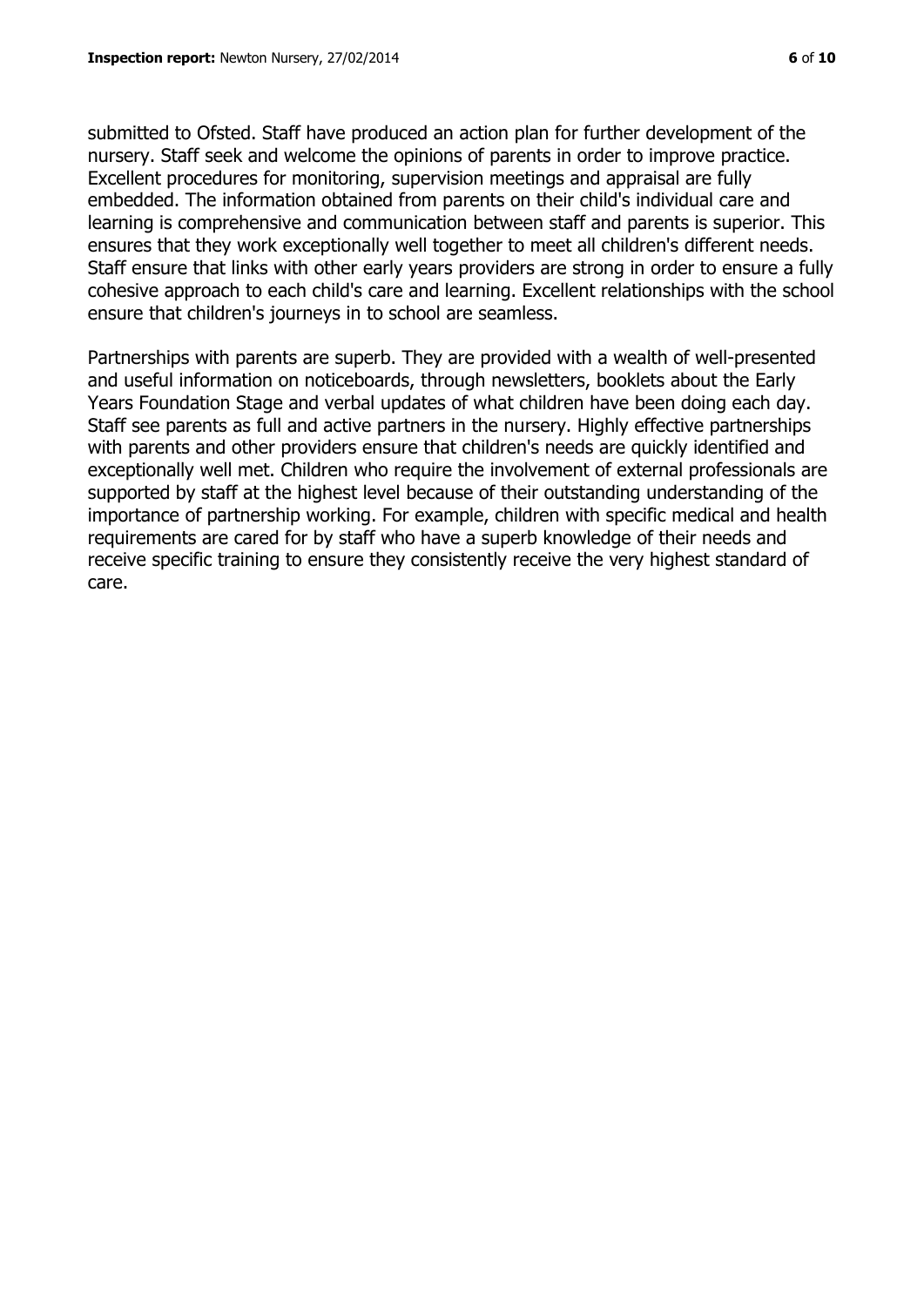submitted to Ofsted. Staff have produced an action plan for further development of the nursery. Staff seek and welcome the opinions of parents in order to improve practice. Excellent procedures for monitoring, supervision meetings and appraisal are fully embedded. The information obtained from parents on their child's individual care and learning is comprehensive and communication between staff and parents is superior. This ensures that they work exceptionally well together to meet all children's different needs. Staff ensure that links with other early years providers are strong in order to ensure a fully cohesive approach to each child's care and learning. Excellent relationships with the school ensure that children's journeys in to school are seamless.

Partnerships with parents are superb. They are provided with a wealth of well-presented and useful information on noticeboards, through newsletters, booklets about the Early Years Foundation Stage and verbal updates of what children have been doing each day. Staff see parents as full and active partners in the nursery. Highly effective partnerships with parents and other providers ensure that children's needs are quickly identified and exceptionally well met. Children who require the involvement of external professionals are supported by staff at the highest level because of their outstanding understanding of the importance of partnership working. For example, children with specific medical and health requirements are cared for by staff who have a superb knowledge of their needs and receive specific training to ensure they consistently receive the very highest standard of care.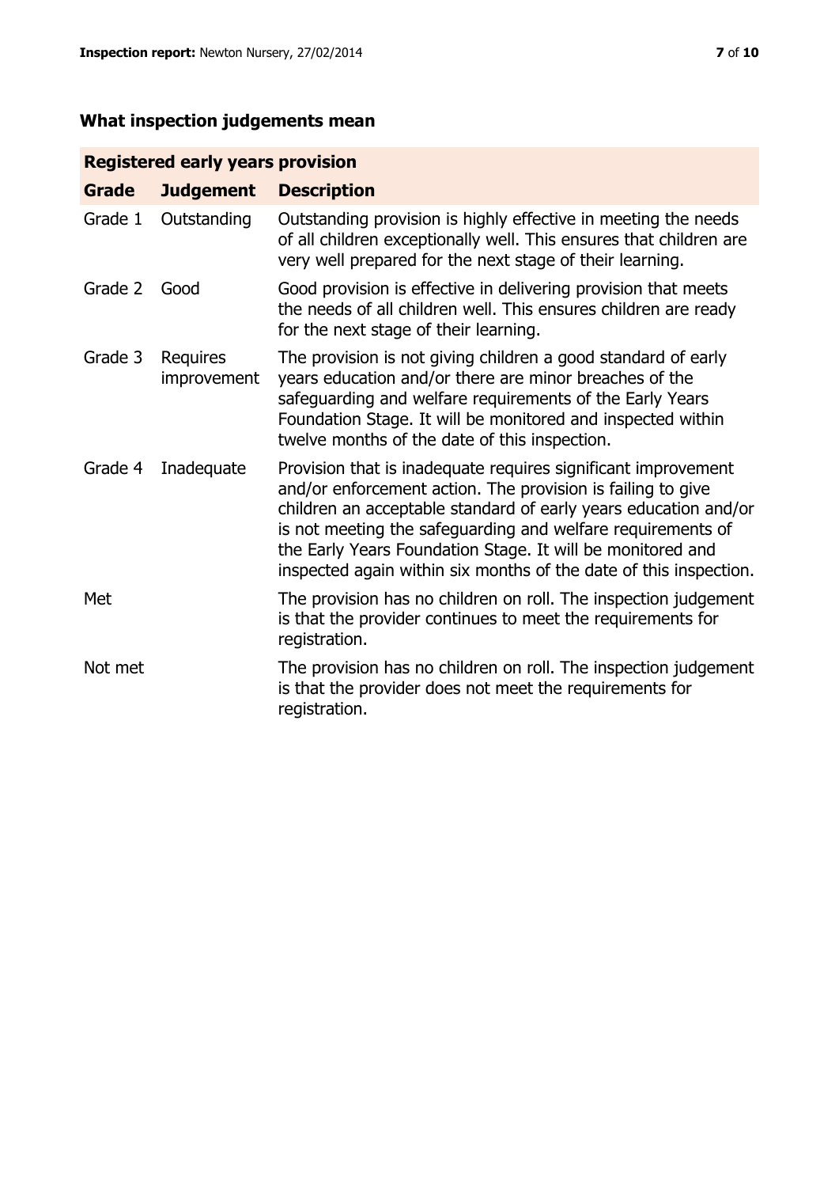## What inspection judgements mean

| Registered early years provision | | |
|---|---|---|
| **Grade** | **Judgement** | **Description** |
| Grade 1 | Outstanding | Outstanding provision is highly effective in meeting the needs of all children exceptionally well. This ensures that children are very well prepared for the next stage of their learning. |
| Grade 2 | Good | Good provision is effective in delivering provision that meets the needs of all children well. This ensures children are ready for the next stage of their learning. |
| Grade 3 | Requires improvement | The provision is not giving children a good standard of early years education and/or there are minor breaches of the safeguarding and welfare requirements of the Early Years Foundation Stage. It will be monitored and inspected within twelve months of the date of this inspection. |
| Grade 4 | Inadequate | Provision that is inadequate requires significant improvement and/or enforcement action. The provision is failing to give children an acceptable standard of early years education and/or is not meeting the safeguarding and welfare requirements of the Early Years Foundation Stage. It will be monitored and inspected again within six months of the date of this inspection. |
| Met | | The provision has no children on roll. The inspection judgement is that the provider continues to meet the requirements for registration. |
| Not met | | The provision has no children on roll. The inspection judgement is that the provider does not meet the requirements for registration. |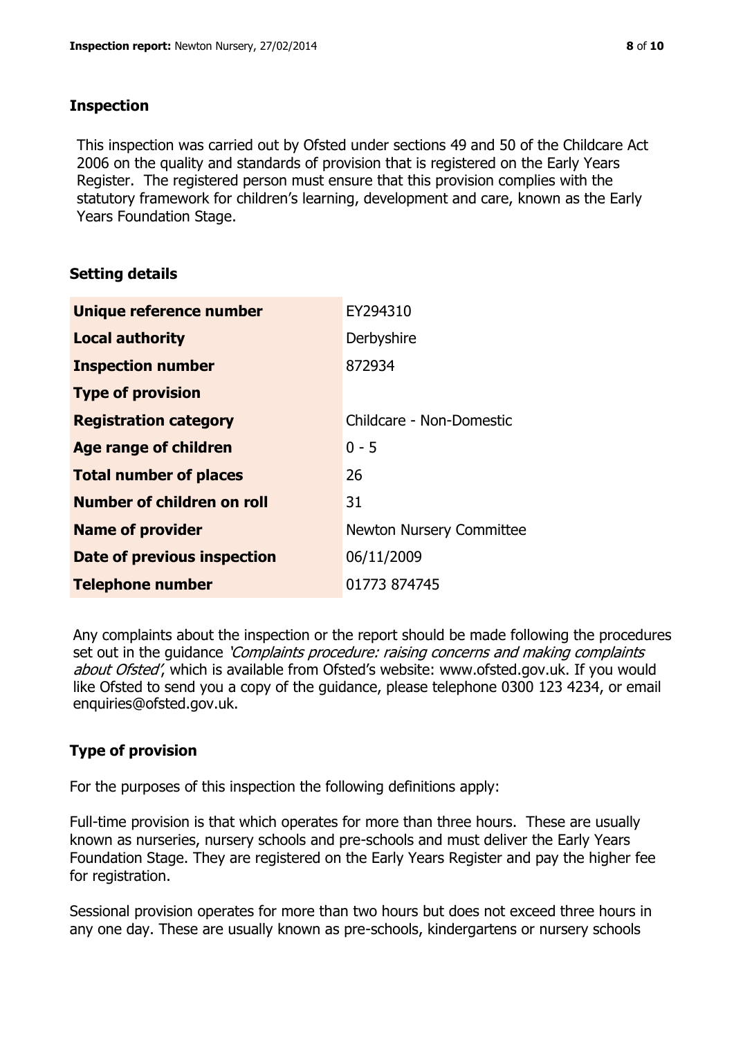## Inspection

This inspection was carried out by Ofsted under sections 49 and 50 of the Childcare Act 2006 on the quality and standards of provision that is registered on the Early Years Register. The registered person must ensure that this provision complies with the statutory framework for children's learning, development and care, known as the Early Years Foundation Stage.

## Setting details

| | |
|---|---|
| **Unique reference number** | EY294310 |
| **Local authority** | Derbyshire |
| **Inspection number** | 872934 |
| **Type of provision** | |
| **Registration category** | Childcare - Non-Domestic |
| **Age range of children** | 0 - 5 |
| **Total number of places** | 26 |
| **Number of children on roll** | 31 |
| **Name of provider** | Newton Nursery Committee |
| **Date of previous inspection** | 06/11/2009 |
| **Telephone number** | 01773 874745 |

Any complaints about the inspection or the report should be made following the procedures set out in the guidance *'Complaints procedure: raising concerns and making complaints about Ofsted'*, which is available from Ofsted's website: www.ofsted.gov.uk. If you would like Ofsted to send you a copy of the guidance, please telephone 0300 123 4234, or email enquiries@ofsted.gov.uk.

## Type of provision

For the purposes of this inspection the following definitions apply:

Full-time provision is that which operates for more than three hours. These are usually known as nurseries, nursery schools and pre-schools and must deliver the Early Years Foundation Stage. They are registered on the Early Years Register and pay the higher fee for registration.

Sessional provision operates for more than two hours but does not exceed three hours in any one day. These are usually known as pre-schools, kindergartens or nursery schools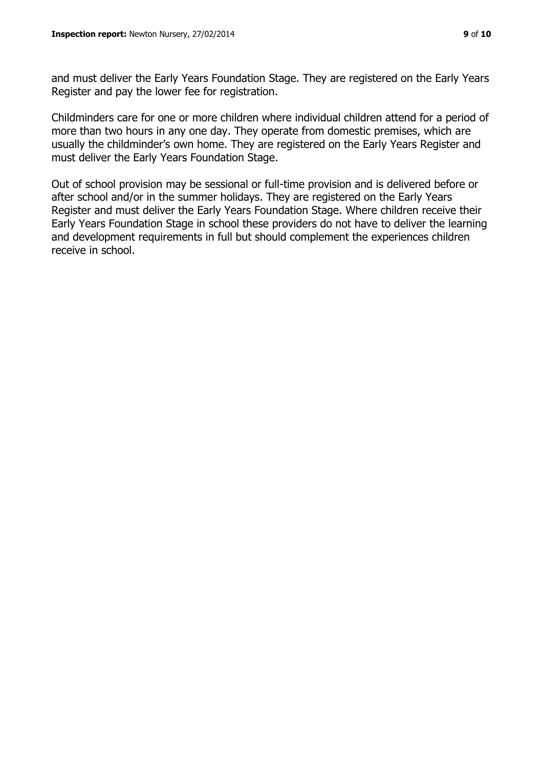and must deliver the Early Years Foundation Stage. They are registered on the Early Years Register and pay the lower fee for registration.

Childminders care for one or more children where individual children attend for a period of more than two hours in any one day. They operate from domestic premises, which are usually the childminder's own home. They are registered on the Early Years Register and must deliver the Early Years Foundation Stage.

Out of school provision may be sessional or full-time provision and is delivered before or after school and/or in the summer holidays. They are registered on the Early Years Register and must deliver the Early Years Foundation Stage. Where children receive their Early Years Foundation Stage in school these providers do not have to deliver the learning and development requirements in full but should complement the experiences children receive in school.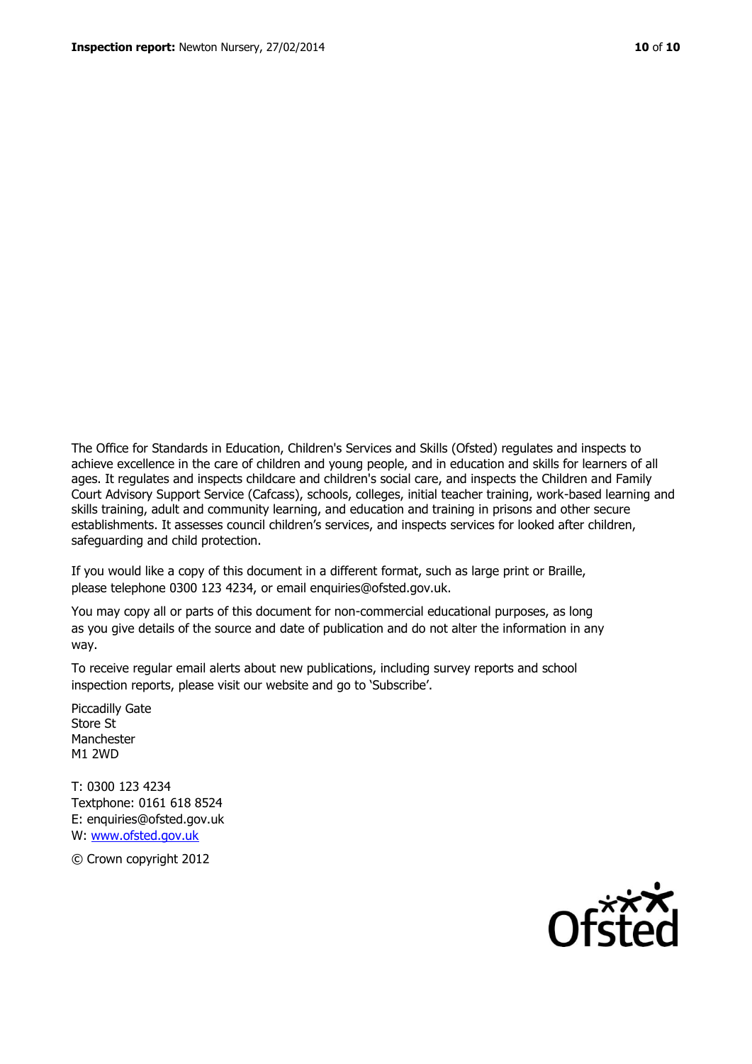The Office for Standards in Education, Children's Services and Skills (Ofsted) regulates and inspects to achieve excellence in the care of children and young people, and in education and skills for learners of all ages. It regulates and inspects childcare and children's social care, and inspects the Children and Family Court Advisory Support Service (Cafcass), schools, colleges, initial teacher training, work-based learning and skills training, adult and community learning, and education and training in prisons and other secure establishments. It assesses council children's services, and inspects services for looked after children, safeguarding and child protection.

If you would like a copy of this document in a different format, such as large print or Braille, please telephone 0300 123 4234, or email enquiries@ofsted.gov.uk.

You may copy all or parts of this document for non-commercial educational purposes, as long as you give details of the source and date of publication and do not alter the information in any way.

To receive regular email alerts about new publications, including survey reports and school inspection reports, please visit our website and go to 'Subscribe'.

Piccadilly Gate
Store St
Manchester
M1 2WD

T: 0300 123 4234
Textphone: 0161 618 8524
E: enquiries@ofsted.gov.uk
W: [www.ofsted.gov.uk](http://www.ofsted.gov.uk)

© Crown copyright 2012

Ofsted